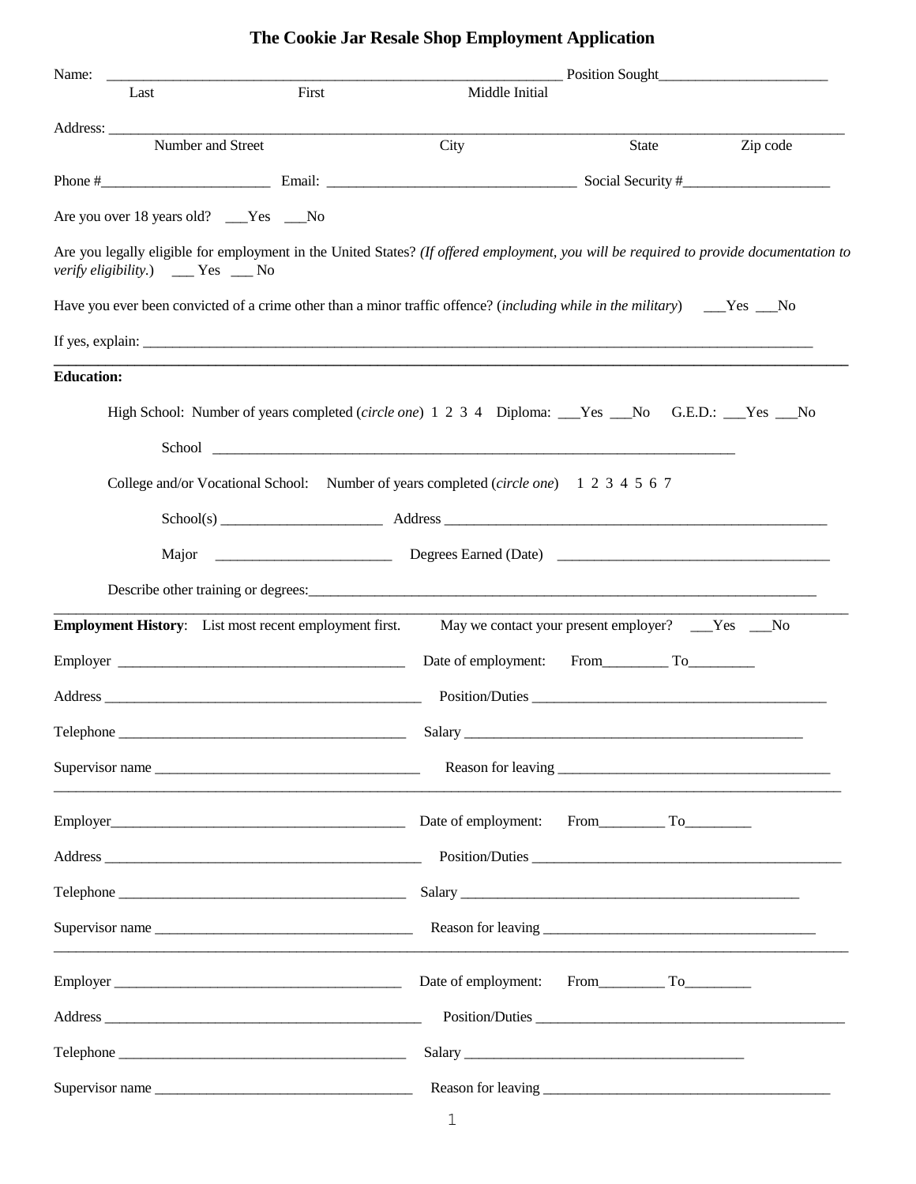# The Cookie Jar Resale Shop Employment Application

Name: ______________________________________________________________ Position Sought_______________________

Last First Middle Initial

Address: ____________________________________________________________________________________________

Number and Street City State Zip code

Phone #______________________ Email: _________________________________ Social Security #____________________

Are you over 18 years old? ___Yes ___No

Are you legally eligible for employment in the United States? *(If offered employment, you will be required to provide documentation to verify eligibility.)* ___ Yes ___ No

Have you ever been convicted of a crime other than a minor traffic offence? (*including while in the military*) ___Yes ___No

If yes, explain: _______________________________________________________________________________________

---

**Education:**

High School: Number of years completed (*circle one*) 1 2 3 4 Diploma: ___Yes ___No G.E.D.: ___Yes ___No

School __________________________________________________________________________

College and/or Vocational School: Number of years completed (*circle one*) 1 2 3 4 5 6 7

School(s) ______________________ Address _______________________________________________________

Major ________________________ Degrees Earned (Date) ____________________________________

Describe other training or degrees:__________________________________________________________________

---

**Employment History**: List most recent employment first. May we contact your present employer? ___Yes ___No

Employer ________________________________________ Date of employment: From_________ To_________

Address ____________________________________________ Position/Duties ________________________________________

Telephone ________________________________________ Salary ______________________________________________

Supervisor name ____________________________________ Reason for leaving ____________________________________

---

Employer________________________________________ Date of employment: From_________ To_________

Address ____________________________________________ Position/Duties ___________________________________________

Telephone ________________________________________ Salary ______________________________________________

Supervisor name ____________________________________ Reason for leaving ____________________________________

---

Employer ________________________________________ Date of employment: From_________ To_________

Address ____________________________________________ Position/Duties ___________________________________________

Telephone ________________________________________ Salary ______________________________________

Supervisor name ____________________________________ Reason for leaving ______________________________________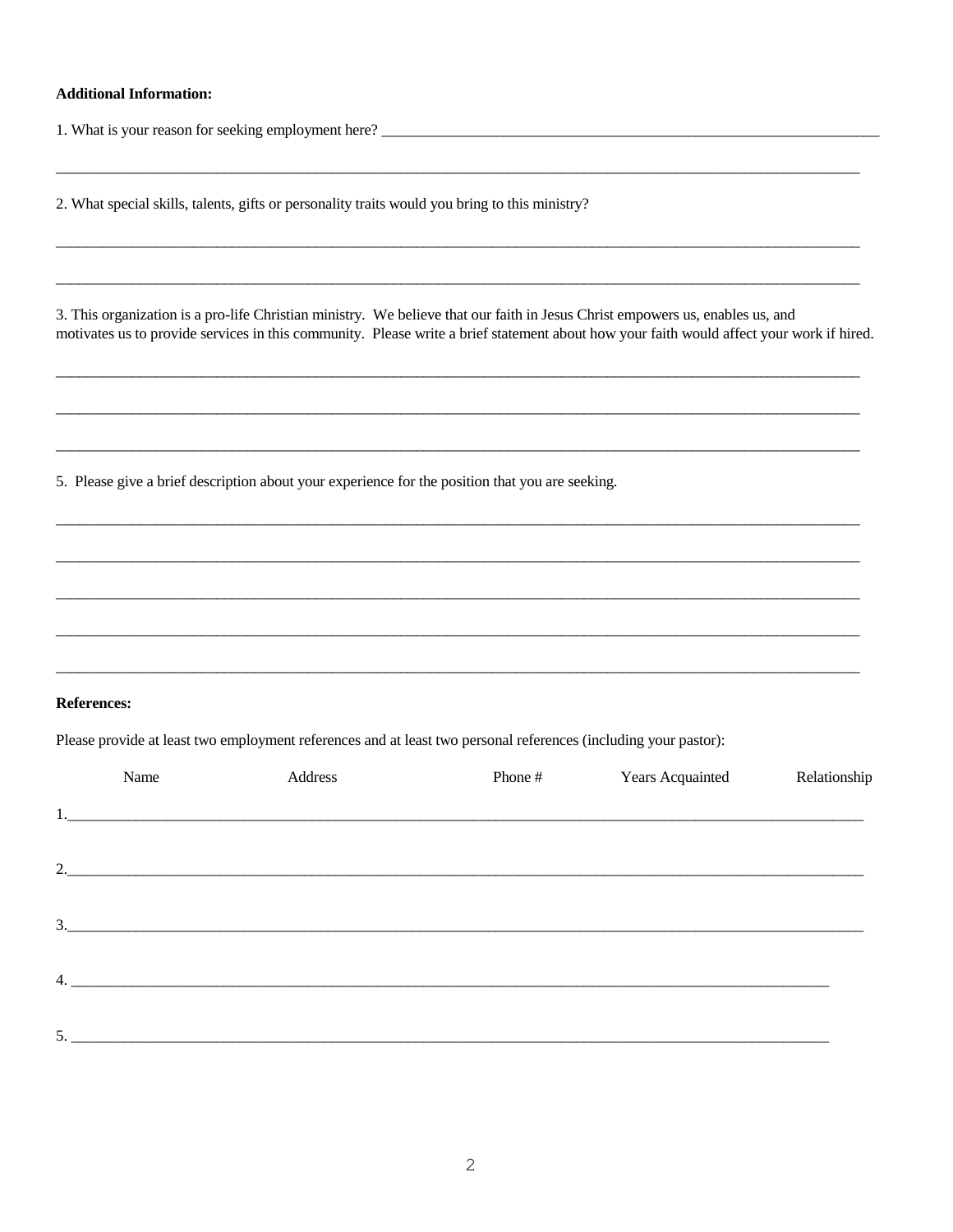**Additional Information:**

1. What is your reason for seeking employment here? ______________________________________________________________

______________________________________________________________________________________________

2. What special skills, talents, gifts or personality traits would you bring to this ministry?

______________________________________________________________________________________________

______________________________________________________________________________________________

3. This organization is a pro-life Christian ministry. We believe that our faith in Jesus Christ empowers us, enables us, and motivates us to provide services in this community. Please write a brief statement about how your faith would affect your work if hired.

______________________________________________________________________________________________

______________________________________________________________________________________________

______________________________________________________________________________________________

5. Please give a brief description about your experience for the position that you are seeking.

______________________________________________________________________________________________

______________________________________________________________________________________________

______________________________________________________________________________________________

______________________________________________________________________________________________

______________________________________________________________________________________________

**References:**

Please provide at least two employment references and at least two personal references (including your pastor):

| | Name | Address | Phone # | Years Acquainted | Relationship |
|---|---|---|---|---|---|
| 1. | | | | | |
| 2. | | | | | |
| 3. | | | | | |
| 4. | | | | | |
| 5. | | | | | |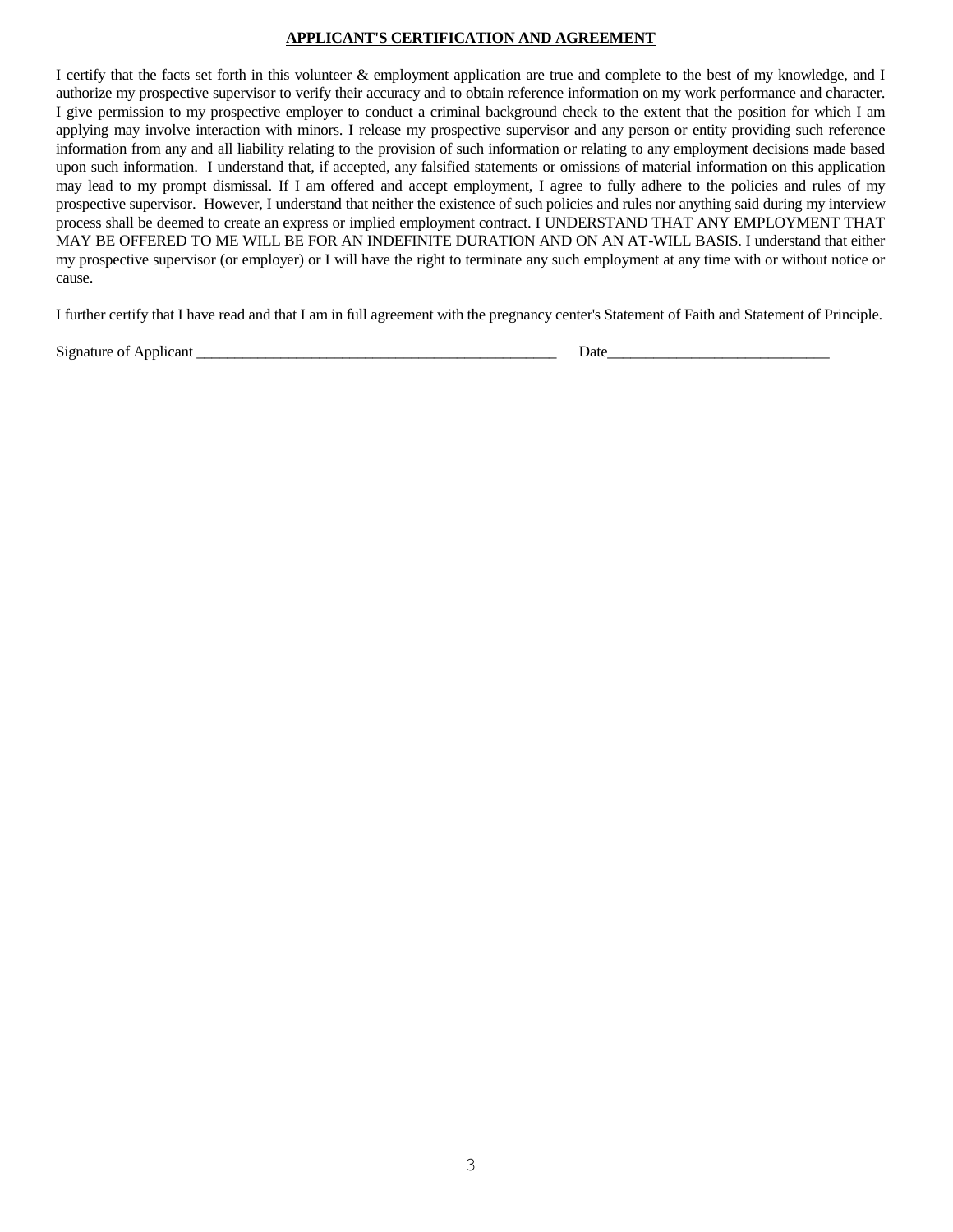## APPLICANT'S CERTIFICATION AND AGREEMENT

I certify that the facts set forth in this volunteer & employment application are true and complete to the best of my knowledge, and I authorize my prospective supervisor to verify their accuracy and to obtain reference information on my work performance and character. I give permission to my prospective employer to conduct a criminal background check to the extent that the position for which I am applying may involve interaction with minors. I release my prospective supervisor and any person or entity providing such reference information from any and all liability relating to the provision of such information or relating to any employment decisions made based upon such information. I understand that, if accepted, any falsified statements or omissions of material information on this application may lead to my prompt dismissal. If I am offered and accept employment, I agree to fully adhere to the policies and rules of my prospective supervisor. However, I understand that neither the existence of such policies and rules nor anything said during my interview process shall be deemed to create an express or implied employment contract. I UNDERSTAND THAT ANY EMPLOYMENT THAT MAY BE OFFERED TO ME WILL BE FOR AN INDEFINITE DURATION AND ON AN AT-WILL BASIS. I understand that either my prospective supervisor (or employer) or I will have the right to terminate any such employment at any time with or without notice or cause.

I further certify that I have read and that I am in full agreement with the pregnancy center's Statement of Faith and Statement of Principle.

Signature of Applicant ____________________________________________________ Date______________________________